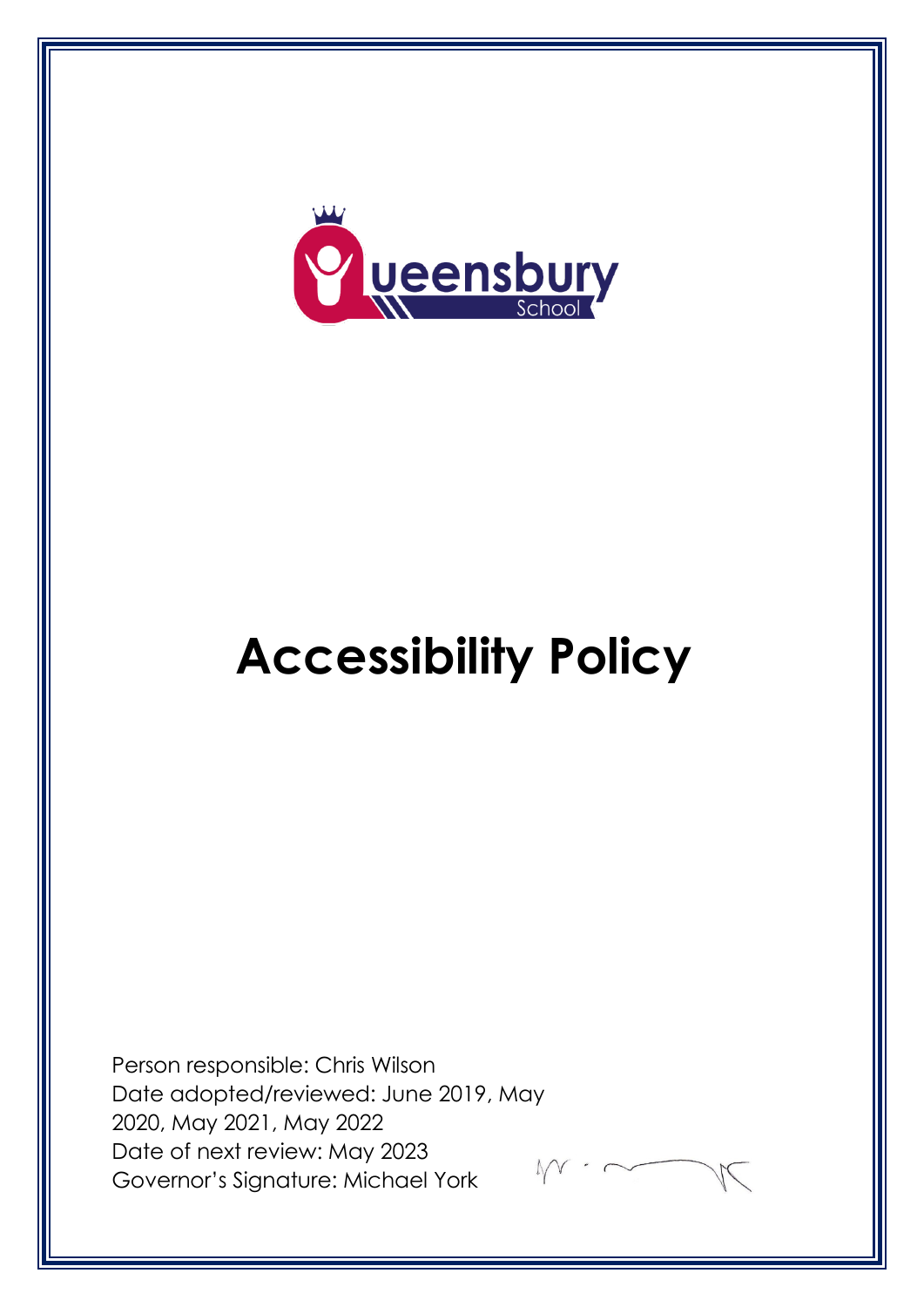# Accessibility Policy

Person responsible: Chris Wilson
Date adopted/reviewed: June 2019, May 2020, May 2021, May 2022
Date of next review: May 2023
Governor's Signature: Michael York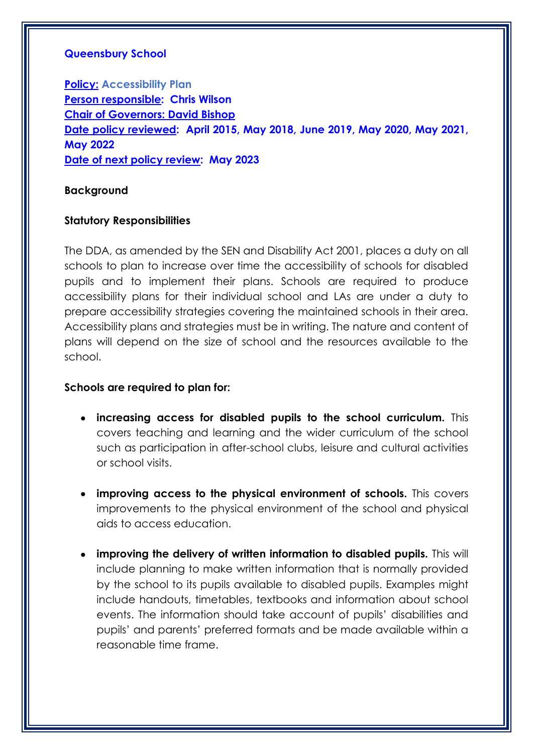**Queensbury School**

**Policy: Accessibility Plan**
**Person responsible: Chris Wilson**
**Chair of Governors: David Bishop**
**Date policy reviewed: April 2015, May 2018, June 2019, May 2020, May 2021, May 2022**
**Date of next policy review: May 2023**

**Background**

**Statutory Responsibilities**

The DDA, as amended by the SEN and Disability Act 2001, places a duty on all schools to plan to increase over time the accessibility of schools for disabled pupils and to implement their plans. Schools are required to produce accessibility plans for their individual school and LAs are under a duty to prepare accessibility strategies covering the maintained schools in their area. Accessibility plans and strategies must be in writing. The nature and content of plans will depend on the size of school and the resources available to the school.

**Schools are required to plan for:**

- **increasing access for disabled pupils to the school curriculum.** This covers teaching and learning and the wider curriculum of the school such as participation in after-school clubs, leisure and cultural activities or school visits.

- **improving access to the physical environment of schools.** This covers improvements to the physical environment of the school and physical aids to access education.

- **improving the delivery of written information to disabled pupils.** This will include planning to make written information that is normally provided by the school to its pupils available to disabled pupils. Examples might include handouts, timetables, textbooks and information about school events. The information should take account of pupils' disabilities and pupils' and parents' preferred formats and be made available within a reasonable time frame.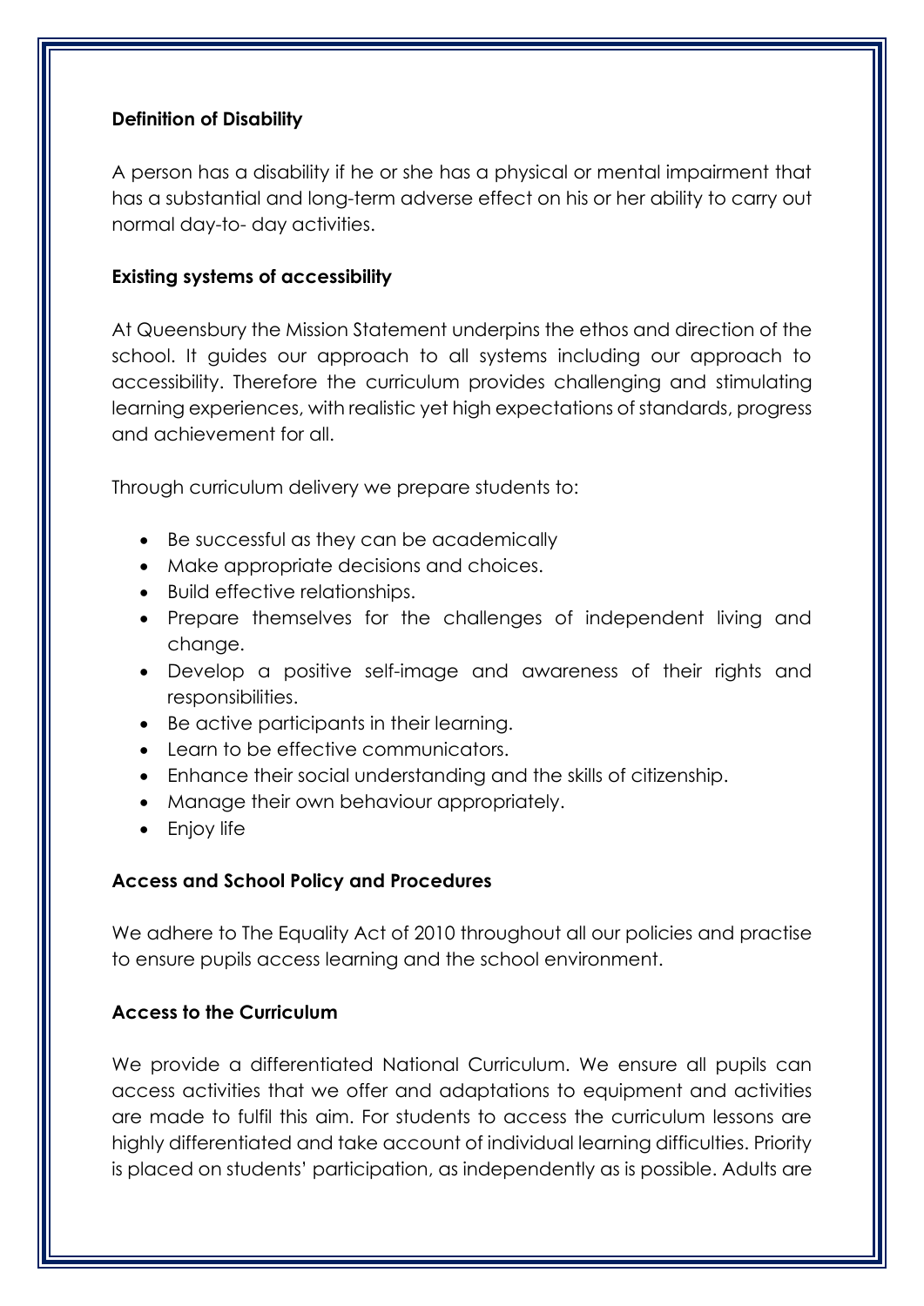**Definition of Disability**

A person has a disability if he or she has a physical or mental impairment that has a substantial and long-term adverse effect on his or her ability to carry out normal day-to- day activities.

**Existing systems of accessibility**

At Queensbury the Mission Statement underpins the ethos and direction of the school. It guides our approach to all systems including our approach to accessibility. Therefore the curriculum provides challenging and stimulating learning experiences, with realistic yet high expectations of standards, progress and achievement for all.

Through curriculum delivery we prepare students to:

- Be successful as they can be academically
- Make appropriate decisions and choices.
- Build effective relationships.
- Prepare themselves for the challenges of independent living and change.
- Develop a positive self-image and awareness of their rights and responsibilities.
- Be active participants in their learning.
- Learn to be effective communicators.
- Enhance their social understanding and the skills of citizenship.
- Manage their own behaviour appropriately.
- Enjoy life

**Access and School Policy and Procedures**

We adhere to The Equality Act of 2010 throughout all our policies and practise to ensure pupils access learning and the school environment.

**Access to the Curriculum**

We provide a differentiated National Curriculum. We ensure all pupils can access activities that we offer and adaptations to equipment and activities are made to fulfil this aim. For students to access the curriculum lessons are highly differentiated and take account of individual learning difficulties. Priority is placed on students' participation, as independently as is possible. Adults are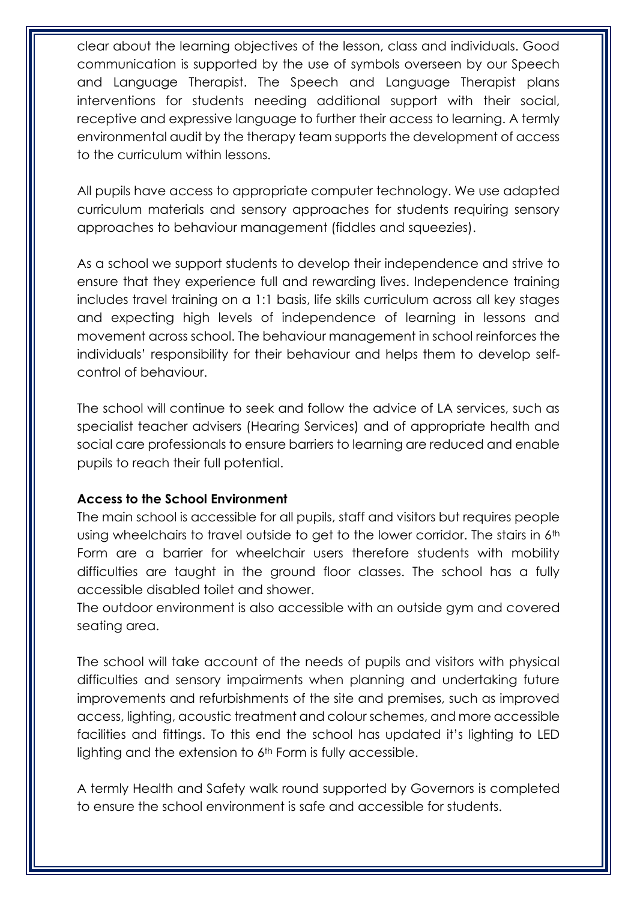clear about the learning objectives of the lesson, class and individuals. Good communication is supported by the use of symbols overseen by our Speech and Language Therapist. The Speech and Language Therapist plans interventions for students needing additional support with their social, receptive and expressive language to further their access to learning. A termly environmental audit by the therapy team supports the development of access to the curriculum within lessons.

All pupils have access to appropriate computer technology. We use adapted curriculum materials and sensory approaches for students requiring sensory approaches to behaviour management (fiddles and squeezies).

As a school we support students to develop their independence and strive to ensure that they experience full and rewarding lives. Independence training includes travel training on a 1:1 basis, life skills curriculum across all key stages and expecting high levels of independence of learning in lessons and movement across school. The behaviour management in school reinforces the individuals' responsibility for their behaviour and helps them to develop self-control of behaviour.

The school will continue to seek and follow the advice of LA services, such as specialist teacher advisers (Hearing Services) and of appropriate health and social care professionals to ensure barriers to learning are reduced and enable pupils to reach their full potential.

**Access to the School Environment**

The main school is accessible for all pupils, staff and visitors but requires people using wheelchairs to travel outside to get to the lower corridor. The stairs in 6th Form are a barrier for wheelchair users therefore students with mobility difficulties are taught in the ground floor classes. The school has a fully accessible disabled toilet and shower.

The outdoor environment is also accessible with an outside gym and covered seating area.

The school will take account of the needs of pupils and visitors with physical difficulties and sensory impairments when planning and undertaking future improvements and refurbishments of the site and premises, such as improved access, lighting, acoustic treatment and colour schemes, and more accessible facilities and fittings. To this end the school has updated it's lighting to LED lighting and the extension to 6th Form is fully accessible.

A termly Health and Safety walk round supported by Governors is completed to ensure the school environment is safe and accessible for students.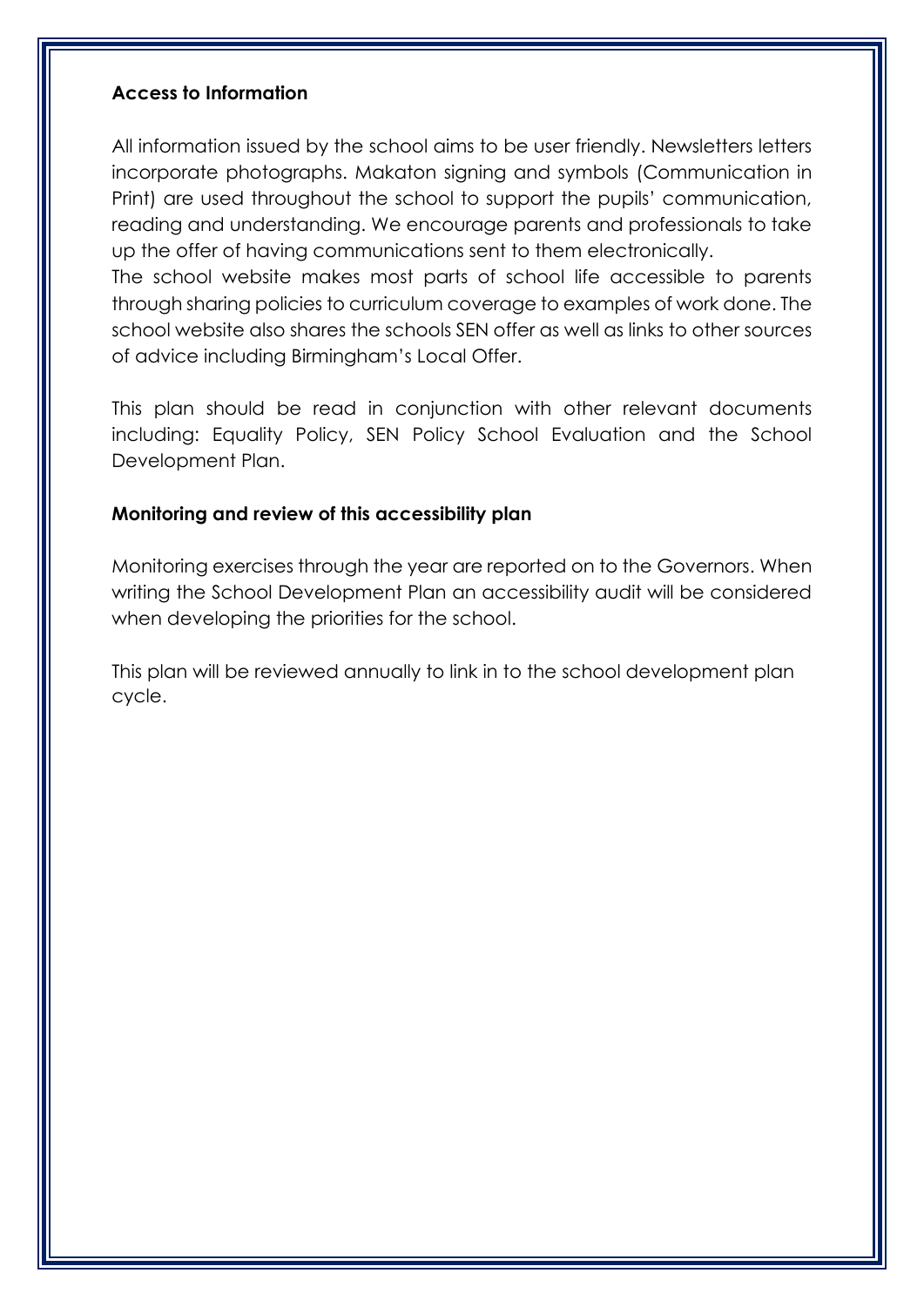**Access to Information**

All information issued by the school aims to be user friendly. Newsletters letters incorporate photographs. Makaton signing and symbols (Communication in Print) are used throughout the school to support the pupils' communication, reading and understanding. We encourage parents and professionals to take up the offer of having communications sent to them electronically.
The school website makes most parts of school life accessible to parents through sharing policies to curriculum coverage to examples of work done. The school website also shares the schools SEN offer as well as links to other sources of advice including Birmingham's Local Offer.

This plan should be read in conjunction with other relevant documents including: Equality Policy, SEN Policy School Evaluation and the School Development Plan.

**Monitoring and review of this accessibility plan**

Monitoring exercises through the year are reported on to the Governors. When writing the School Development Plan an accessibility audit will be considered when developing the priorities for the school.

This plan will be reviewed annually to link in to the school development plan cycle.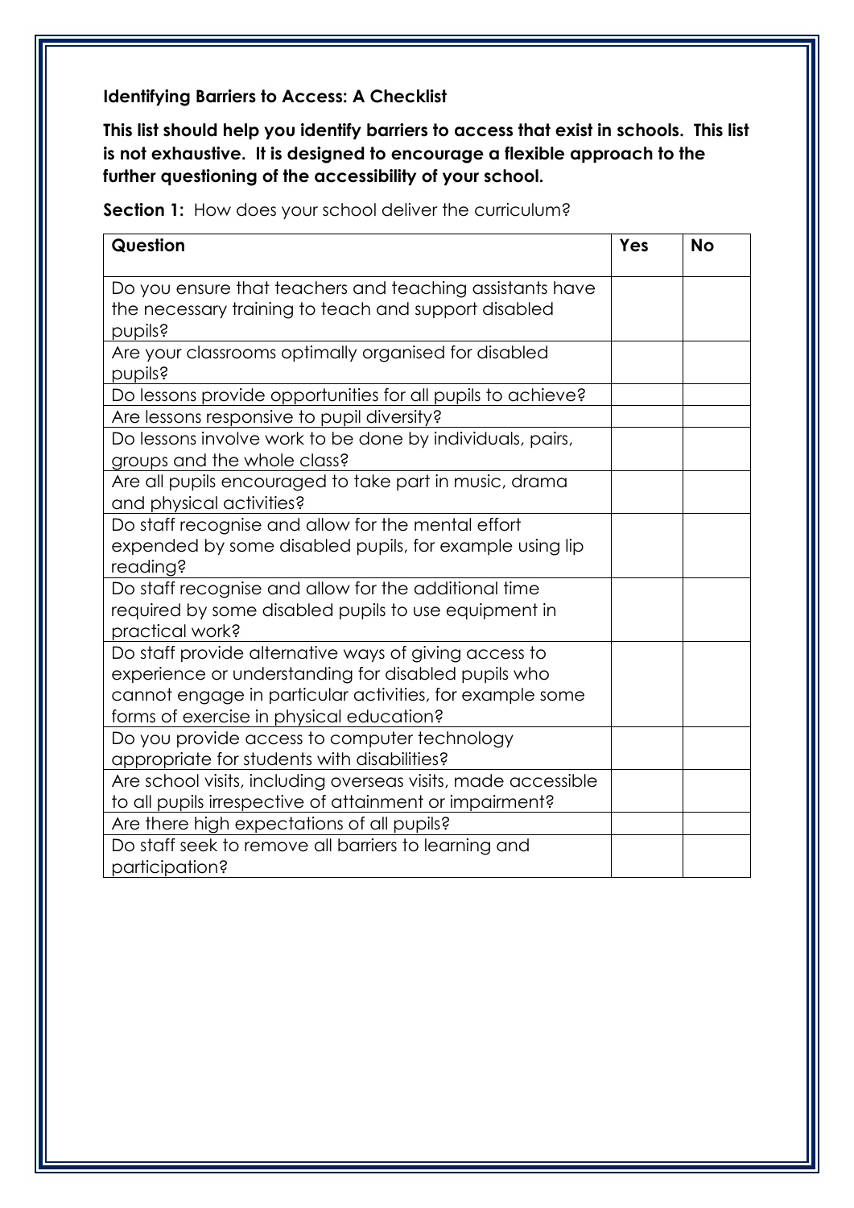**Identifying Barriers to Access: A Checklist**

**This list should help you identify barriers to access that exist in schools. This list is not exhaustive. It is designed to encourage a flexible approach to the further questioning of the accessibility of your school.**

**Section 1:** How does your school deliver the curriculum?

| Question | Yes | No |
|---|---|---|
| Do you ensure that teachers and teaching assistants have the necessary training to teach and support disabled pupils? | | |
| Are your classrooms optimally organised for disabled pupils? | | |
| Do lessons provide opportunities for all pupils to achieve? | | |
| Are lessons responsive to pupil diversity? | | |
| Do lessons involve work to be done by individuals, pairs, groups and the whole class? | | |
| Are all pupils encouraged to take part in music, drama and physical activities? | | |
| Do staff recognise and allow for the mental effort expended by some disabled pupils, for example using lip reading? | | |
| Do staff recognise and allow for the additional time required by some disabled pupils to use equipment in practical work? | | |
| Do staff provide alternative ways of giving access to experience or understanding for disabled pupils who cannot engage in particular activities, for example some forms of exercise in physical education? | | |
| Do you provide access to computer technology appropriate for students with disabilities? | | |
| Are school visits, including overseas visits, made accessible to all pupils irrespective of attainment or impairment? | | |
| Are there high expectations of all pupils? | | |
| Do staff seek to remove all barriers to learning and participation? | | |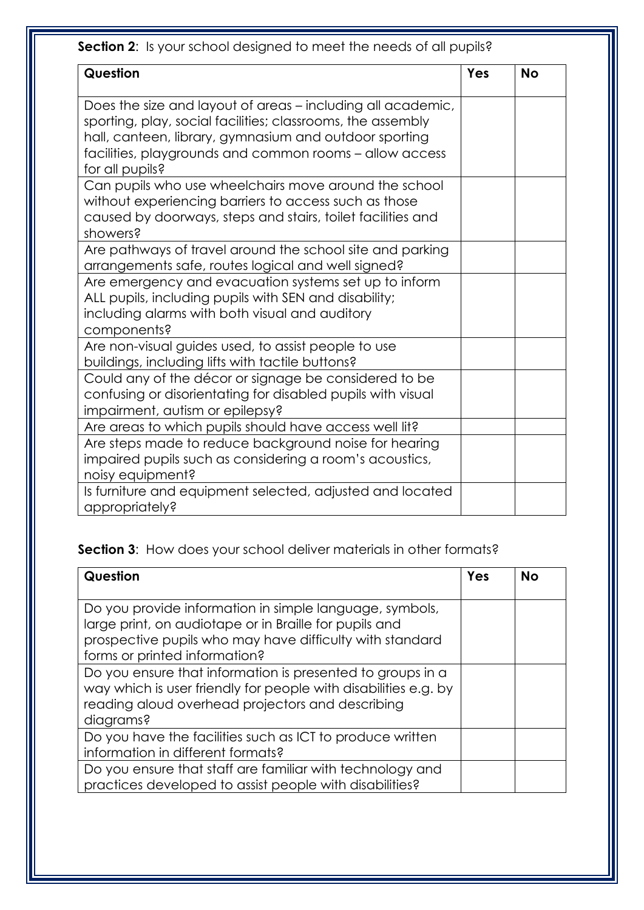**Section 2**: Is your school designed to meet the needs of all pupils?

| Question | Yes | No |
|---|---|---|
| Does the size and layout of areas – including all academic, sporting, play, social facilities; classrooms, the assembly hall, canteen, library, gymnasium and outdoor sporting facilities, playgrounds and common rooms – allow access for all pupils? | | |
| Can pupils who use wheelchairs move around the school without experiencing barriers to access such as those caused by doorways, steps and stairs, toilet facilities and showers? | | |
| Are pathways of travel around the school site and parking arrangements safe, routes logical and well signed? | | |
| Are emergency and evacuation systems set up to inform ALL pupils, including pupils with SEN and disability; including alarms with both visual and auditory components? | | |
| Are non-visual guides used, to assist people to use buildings, including lifts with tactile buttons? | | |
| Could any of the décor or signage be considered to be confusing or disorientating for disabled pupils with visual impairment, autism or epilepsy? | | |
| Are areas to which pupils should have access well lit? | | |
| Are steps made to reduce background noise for hearing impaired pupils such as considering a room's acoustics, noisy equipment? | | |
| Is furniture and equipment selected, adjusted and located appropriately? | | |

**Section 3**: How does your school deliver materials in other formats?

| Question | Yes | No |
|---|---|---|
| Do you provide information in simple language, symbols, large print, on audiotape or in Braille for pupils and prospective pupils who may have difficulty with standard forms or printed information? | | |
| Do you ensure that information is presented to groups in a way which is user friendly for people with disabilities e.g. by reading aloud overhead projectors and describing diagrams? | | |
| Do you have the facilities such as ICT to produce written information in different formats? | | |
| Do you ensure that staff are familiar with technology and practices developed to assist people with disabilities? | | |